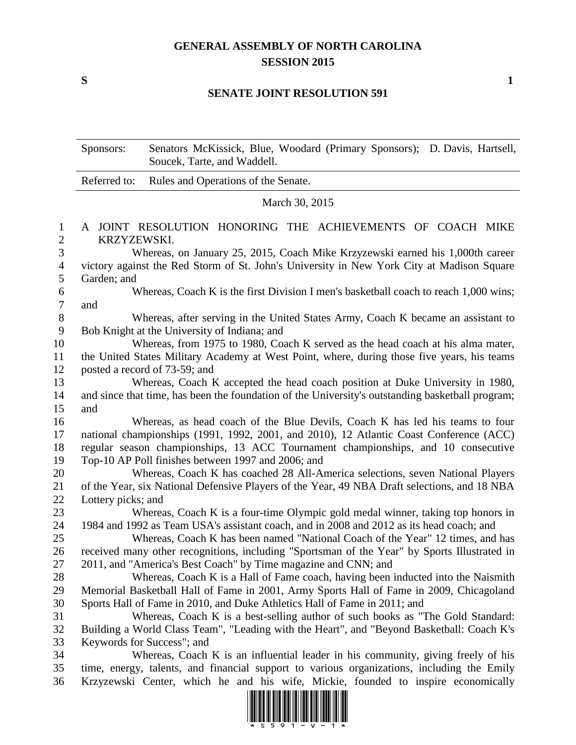# GENERAL ASSEMBLY OF NORTH CAROLINA
## SESSION 2015

**S** **1**

## SENATE JOINT RESOLUTION 591

| Sponsors: | Senators McKissick, Blue, Woodard (Primary Sponsors); D. Davis, Hartsell, Soucek, Tarte, and Waddell. |
|---|---|
| Referred to: | Rules and Operations of the Senate. |

March 30, 2015

A JOINT RESOLUTION HONORING THE ACHIEVEMENTS OF COACH MIKE KRZYZEWSKI.

Whereas, on January 25, 2015, Coach Mike Krzyzewski earned his 1,000th career victory against the Red Storm of St. John's University in New York City at Madison Square Garden; and

Whereas, Coach K is the first Division I men's basketball coach to reach 1,000 wins; and

Whereas, after serving in the United States Army, Coach K became an assistant to Bob Knight at the University of Indiana; and

Whereas, from 1975 to 1980, Coach K served as the head coach at his alma mater, the United States Military Academy at West Point, where, during those five years, his teams posted a record of 73-59; and

Whereas, Coach K accepted the head coach position at Duke University in 1980, and since that time, has been the foundation of the University's outstanding basketball program; and

Whereas, as head coach of the Blue Devils, Coach K has led his teams to four national championships (1991, 1992, 2001, and 2010), 12 Atlantic Coast Conference (ACC) regular season championships, 13 ACC Tournament championships, and 10 consecutive Top-10 AP Poll finishes between 1997 and 2006; and

Whereas, Coach K has coached 28 All-America selections, seven National Players of the Year, six National Defensive Players of the Year, 49 NBA Draft selections, and 18 NBA Lottery picks; and

Whereas, Coach K is a four-time Olympic gold medal winner, taking top honors in 1984 and 1992 as Team USA's assistant coach, and in 2008 and 2012 as its head coach; and

Whereas, Coach K has been named "National Coach of the Year" 12 times, and has received many other recognitions, including "Sportsman of the Year" by Sports Illustrated in 2011, and "America's Best Coach" by Time magazine and CNN; and

Whereas, Coach K is a Hall of Fame coach, having been inducted into the Naismith Memorial Basketball Hall of Fame in 2001, Army Sports Hall of Fame in 2009, Chicagoland Sports Hall of Fame in 2010, and Duke Athletics Hall of Fame in 2011; and

Whereas, Coach K is a best-selling author of such books as "The Gold Standard: Building a World Class Team", "Leading with the Heart", and "Beyond Basketball: Coach K's Keywords for Success"; and

Whereas, Coach K is an influential leader in his community, giving freely of his time, energy, talents, and financial support to various organizations, including the Emily Krzyzewski Center, which he and his wife, Mickie, founded to inspire economically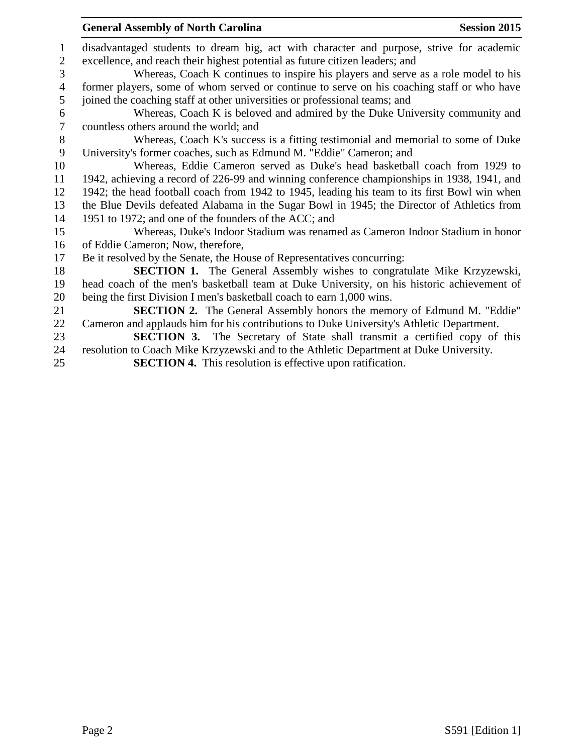disadvantaged students to dream big, act with character and purpose, strive for academic excellence, and reach their highest potential as future citizen leaders; and

Whereas, Coach K continues to inspire his players and serve as a role model to his former players, some of whom served or continue to serve on his coaching staff or who have joined the coaching staff at other universities or professional teams; and

Whereas, Coach K is beloved and admired by the Duke University community and countless others around the world; and

Whereas, Coach K's success is a fitting testimonial and memorial to some of Duke University's former coaches, such as Edmund M. "Eddie" Cameron; and

Whereas, Eddie Cameron served as Duke's head basketball coach from 1929 to 1942, achieving a record of 226-99 and winning conference championships in 1938, 1941, and 1942; the head football coach from 1942 to 1945, leading his team to its first Bowl win when the Blue Devils defeated Alabama in the Sugar Bowl in 1945; the Director of Athletics from 1951 to 1972; and one of the founders of the ACC; and

Whereas, Duke's Indoor Stadium was renamed as Cameron Indoor Stadium in honor of Eddie Cameron; Now, therefore,

Be it resolved by the Senate, the House of Representatives concurring:

**SECTION 1.** The General Assembly wishes to congratulate Mike Krzyzewski, head coach of the men's basketball team at Duke University, on his historic achievement of being the first Division I men's basketball coach to earn 1,000 wins.

**SECTION 2.** The General Assembly honors the memory of Edmund M. "Eddie" Cameron and applauds him for his contributions to Duke University's Athletic Department.

**SECTION 3.** The Secretary of State shall transmit a certified copy of this resolution to Coach Mike Krzyzewski and to the Athletic Department at Duke University.

**SECTION 4.** This resolution is effective upon ratification.